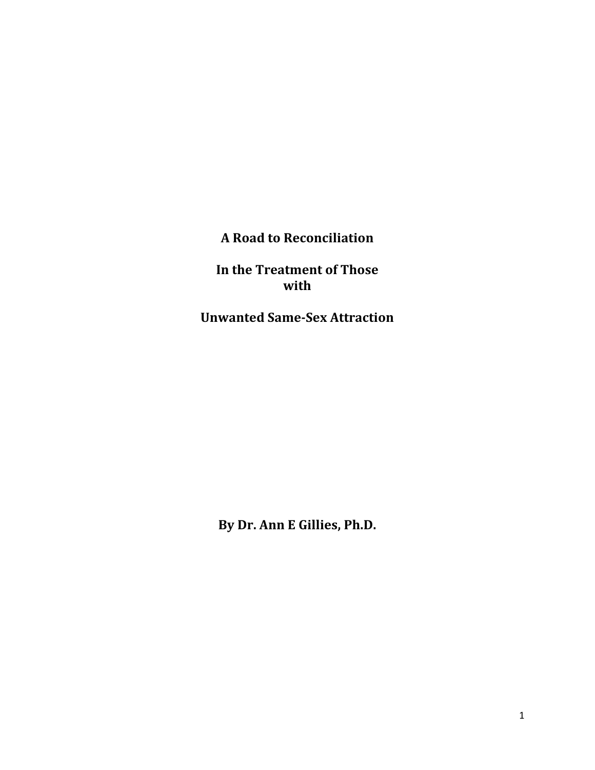**A Road to Reconciliation**

**In the Treatment of Those with**

**Unwanted Same-Sex Attraction**

**By Dr. Ann E Gillies, Ph.D.**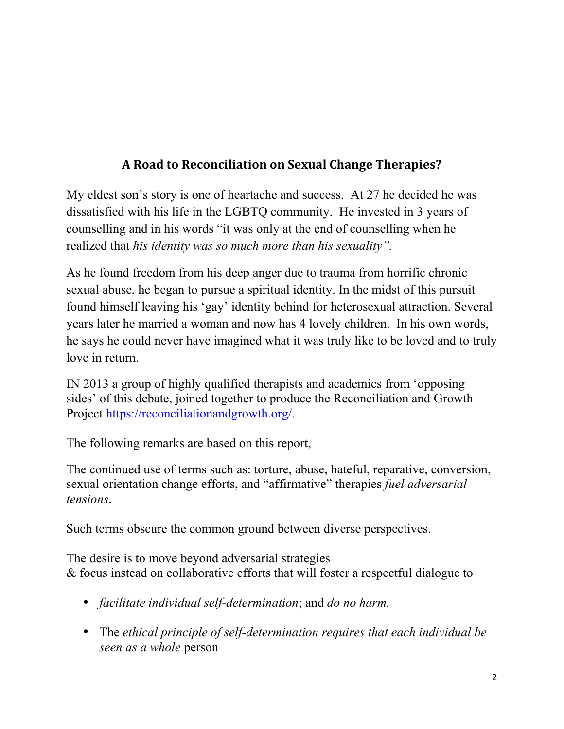## A Road to Reconciliation on Sexual Change Therapies?

My eldest son's story is one of heartache and success. At 27 he decided he was dissatisfied with his life in the LGBTQ community. He invested in 3 years of counselling and in his words "it was only at the end of counselling when he realized that *his identity was so much more than his sexuality".*

As he found freedom from his deep anger due to trauma from horrific chronic sexual abuse, he began to pursue a spiritual identity. In the midst of this pursuit found himself leaving his 'gay' identity behind for heterosexual attraction. Several years later he married a woman and now has 4 lovely children. In his own words, he says he could never have imagined what it was truly like to be loved and to truly love in return.

IN 2013 a group of highly qualified therapists and academics from 'opposing sides' of this debate, joined together to produce the Reconciliation and Growth Project https://reconciliationandgrowth.org/.

The following remarks are based on this report,

The continued use of terms such as: torture, abuse, hateful, reparative, conversion, sexual orientation change efforts, and "affirmative" therapies *fuel adversarial tensions*.

Such terms obscure the common ground between diverse perspectives.

The desire is to move beyond adversarial strategies
& focus instead on collaborative efforts that will foster a respectful dialogue to

- *facilitate individual self-determination*; and *do no harm.*
- The *ethical principle of self-determination requires that each individual be seen as a whole* person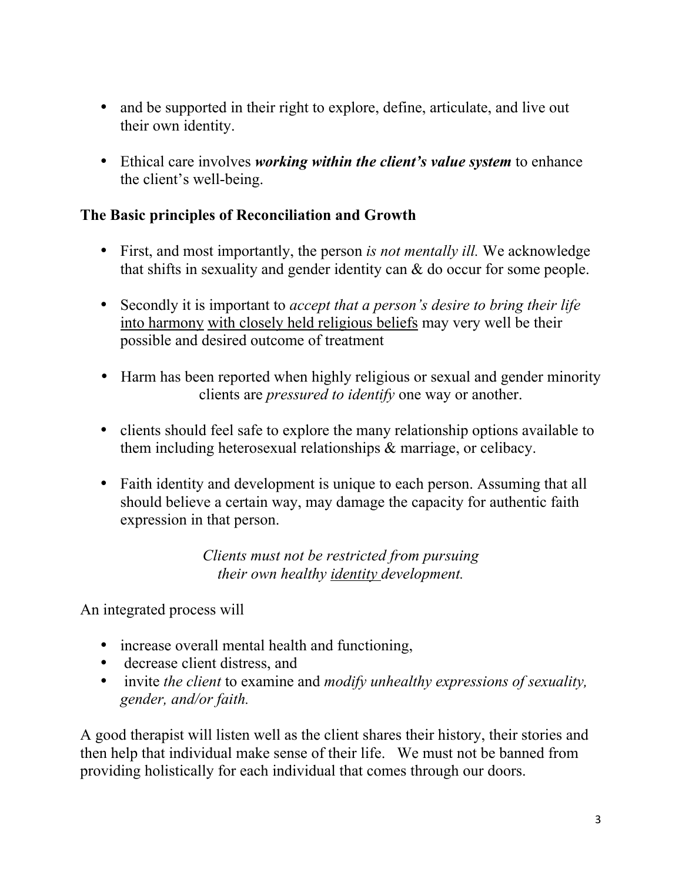- and be supported in their right to explore, define, articulate, and live out their own identity.

- Ethical care involves ***working within the client's value system*** to enhance the client's well-being.

### The Basic principles of Reconciliation and Growth

- First, and most importantly, the person *is not mentally ill.* We acknowledge that shifts in sexuality and gender identity can & do occur for some people.

- Secondly it is important to *accept that a person's desire to bring their life* into harmony with closely held religious beliefs may very well be their possible and desired outcome of treatment

- Harm has been reported when highly religious or sexual and gender minority clients are *pressured to identify* one way or another.

- clients should feel safe to explore the many relationship options available to them including heterosexual relationships & marriage, or celibacy.

- Faith identity and development is unique to each person. Assuming that all should believe a certain way, may damage the capacity for authentic faith expression in that person.

*Clients must not be restricted from pursuing their own healthy identity development.*

An integrated process will

- increase overall mental health and functioning,
- decrease client distress, and
- invite *the client* to examine and *modify unhealthy expressions of sexuality, gender, and/or faith.*

A good therapist will listen well as the client shares their history, their stories and then help that individual make sense of their life. We must not be banned from providing holistically for each individual that comes through our doors.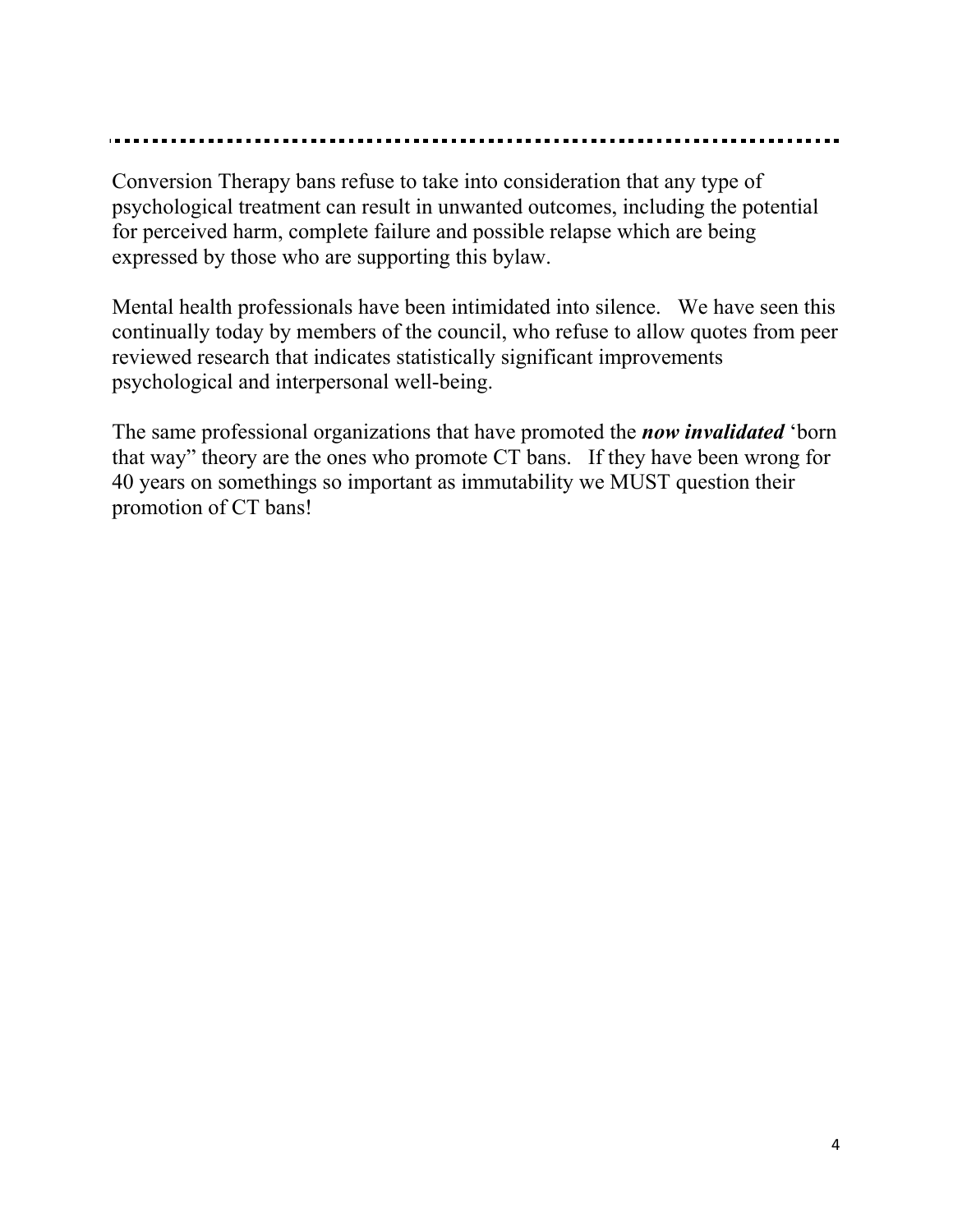---

Conversion Therapy bans refuse to take into consideration that any type of psychological treatment can result in unwanted outcomes, including the potential for perceived harm, complete failure and possible relapse which are being expressed by those who are supporting this bylaw.

Mental health professionals have been intimidated into silence. We have seen this continually today by members of the council, who refuse to allow quotes from peer reviewed research that indicates statistically significant improvements psychological and interpersonal well-being.

The same professional organizations that have promoted the ***now invalidated*** 'born that way" theory are the ones who promote CT bans. If they have been wrong for 40 years on somethings so important as immutability we MUST question their promotion of CT bans!